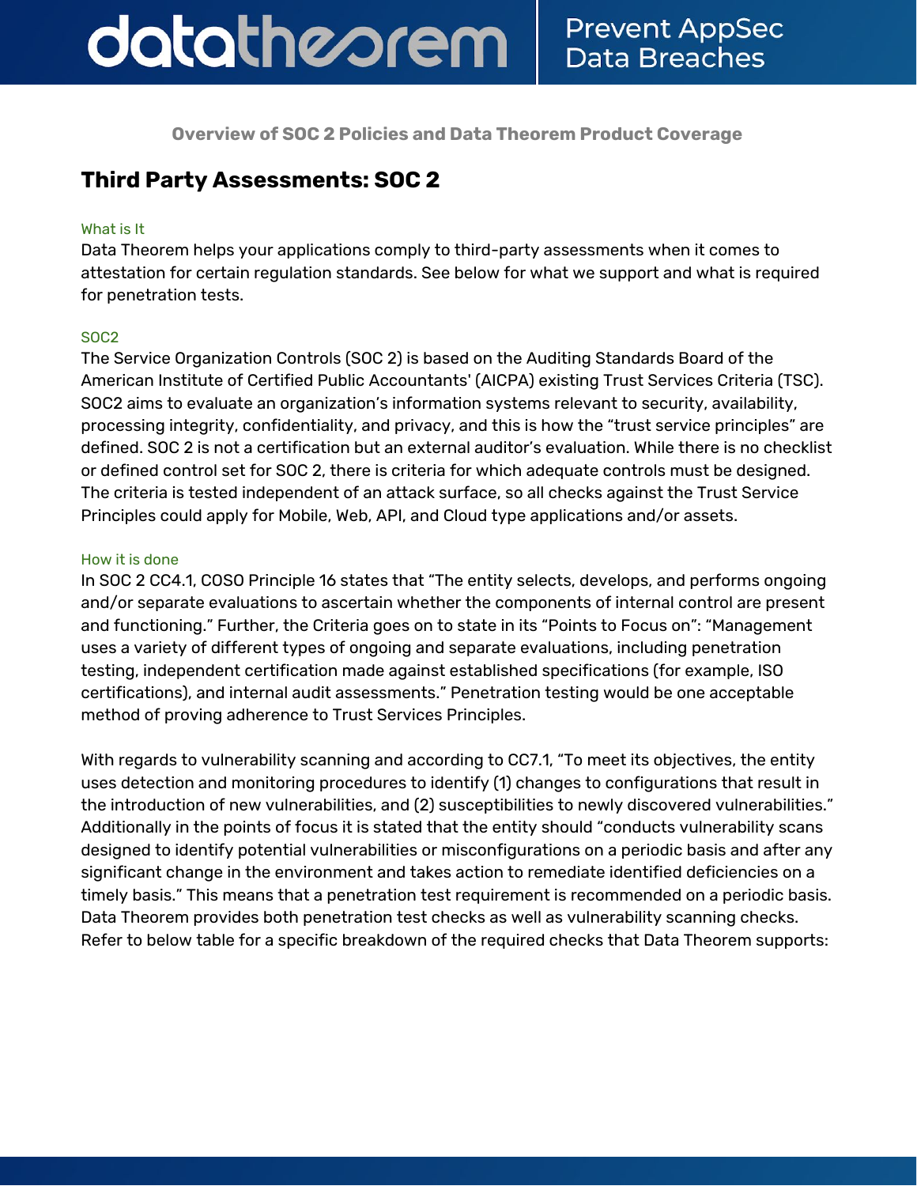**Overview of SOC 2 Policies and Data Theorem Product Coverage**

## Third Party Assessments: SOC 2

### What is It

Data Theorem helps your applications comply to third-party assessments when it comes to attestation for certain regulation standards. See below for what we support and what is required for penetration tests.

### SOC2

The Service Organization Controls (SOC 2) is based on the Auditing Standards Board of the American Institute of Certified Public Accountants' (AICPA) existing Trust Services Criteria (TSC). SOC2 aims to evaluate an organization's information systems relevant to security, availability, processing integrity, confidentiality, and privacy, and this is how the "trust service principles" are defined. SOC 2 is not a certification but an external auditor's evaluation. While there is no checklist or defined control set for SOC 2, there is criteria for which adequate controls must be designed. The criteria is tested independent of an attack surface, so all checks against the Trust Service Principles could apply for Mobile, Web, API, and Cloud type applications and/or assets.

### How it is done

In SOC 2 CC4.1, COSO Principle 16 states that "The entity selects, develops, and performs ongoing and/or separate evaluations to ascertain whether the components of internal control are present and functioning." Further, the Criteria goes on to state in its "Points to Focus on": "Management uses a variety of different types of ongoing and separate evaluations, including penetration testing, independent certification made against established specifications (for example, ISO certifications), and internal audit assessments." Penetration testing would be one acceptable method of proving adherence to Trust Services Principles.

With regards to vulnerability scanning and according to CC7.1, "To meet its objectives, the entity uses detection and monitoring procedures to identify (1) changes to configurations that result in the introduction of new vulnerabilities, and (2) susceptibilities to newly discovered vulnerabilities." Additionally in the points of focus it is stated that the entity should "conducts vulnerability scans designed to identify potential vulnerabilities or misconfigurations on a periodic basis and after any significant change in the environment and takes action to remediate identified deficiencies on a timely basis." This means that a penetration test requirement is recommended on a periodic basis. Data Theorem provides both penetration test checks as well as vulnerability scanning checks. Refer to below table for a specific breakdown of the required checks that Data Theorem supports: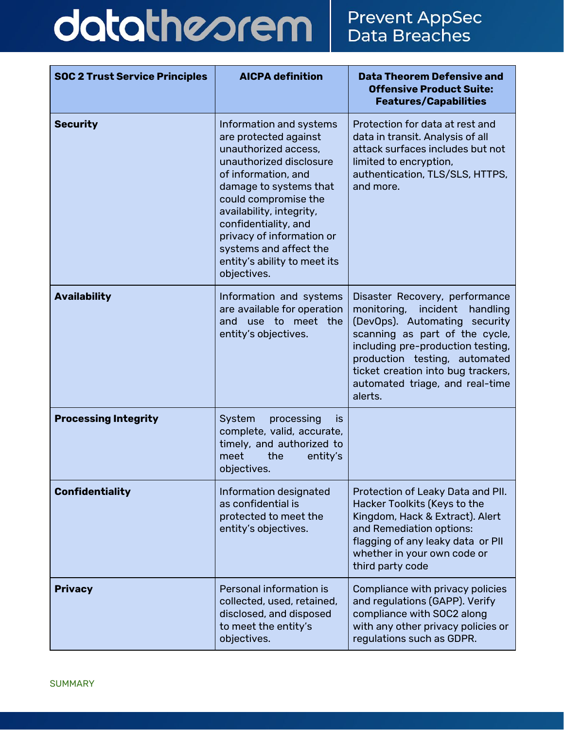| SOC 2 Trust Service Principles | AICPA definition | Data Theorem Defensive and Offensive Product Suite: Features/Capabilities |
|---|---|---|
| **Security** | Information and systems are protected against unauthorized access, unauthorized disclosure of information, and damage to systems that could compromise the availability, integrity, confidentiality, and privacy of information or systems and affect the entity's ability to meet its objectives. | Protection for data at rest and data in transit. Analysis of all attack surfaces includes but not limited to encryption, authentication, TLS/SLS, HTTPS, and more. |
| **Availability** | Information and systems are available for operation and use to meet the entity's objectives. | Disaster Recovery, performance monitoring, incident handling (DevOps). Automating security scanning as part of the cycle, including pre-production testing, production testing, automated ticket creation into bug trackers, automated triage, and real-time alerts. |
| **Processing Integrity** | System processing is complete, valid, accurate, timely, and authorized to meet the entity's objectives. | |
| **Confidentiality** | Information designated as confidential is protected to meet the entity's objectives. | Protection of Leaky Data and PII. Hacker Toolkits (Keys to the Kingdom, Hack & Extract). Alert and Remediation options: flagging of any leaky data or PII whether in your own code or third party code |
| **Privacy** | Personal information is collected, used, retained, disclosed, and disposed to meet the entity's objectives. | Compliance with privacy policies and regulations (GAPP). Verify compliance with SOC2 along with any other privacy policies or regulations such as GDPR. |

SUMMARY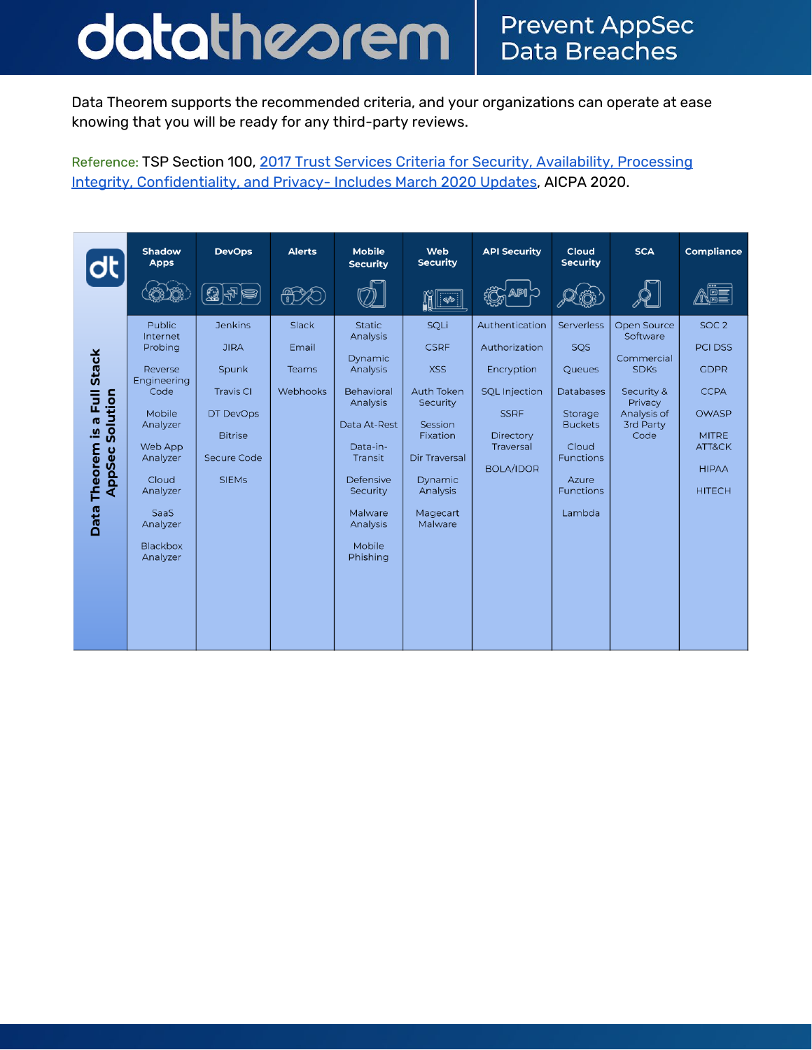Data Theorem supports the recommended criteria, and your organizations can operate at ease knowing that you will be ready for any third-party reviews.

Reference: TSP Section 100, [2017 Trust Services Criteria for Security, Availability, Processing Integrity, Confidentiality, and Privacy- Includes March 2020 Updates](), AICPA 2020.

**Data Theorem is a Full Stack AppSec Solution**

| Shadow Apps | DevOps | Alerts | Mobile Security | Web Security | API Security | Cloud Security | SCA | Compliance |
|---|---|---|---|---|---|---|---|---|
| Public Internet Probing | Jenkins | Slack | Static Analysis | SQLi | Authentication | Serverless | Open Source Software | SOC 2 |
| Reverse Engineering Code | JIRA | Email | Dynamic Analysis | CSRF | Authorization | SQS | Commercial SDKs | PCI DSS |
| Mobile Analyzer | Spunk | Teams | Behavioral Analysis | XSS | Encryption | Queues | Security & Privacy Analysis of 3rd Party Code | GDPR |
| Web App Analyzer | Travis CI | Webhooks | Data At-Rest | Auth Token Security | SQL Injection | Databases | | CCPA |
| Cloud Analyzer | DT DevOps | | Data-in-Transit | Session Fixation | SSRF | Storage Buckets | | OWASP |
| SaaS Analyzer | Bitrise | | Defensive Security | Dir Traversal | Directory Traversal | Cloud Functions | | MITRE ATT&CK |
| Blackbox Analyzer | Secure Code | | Malware Analysis | Dynamic Analysis | BOLA/IDOR | Azure Functions | | HIPAA |
| | SIEMs | | Mobile Phishing | Magecart Malware | | Lambda | | HITECH |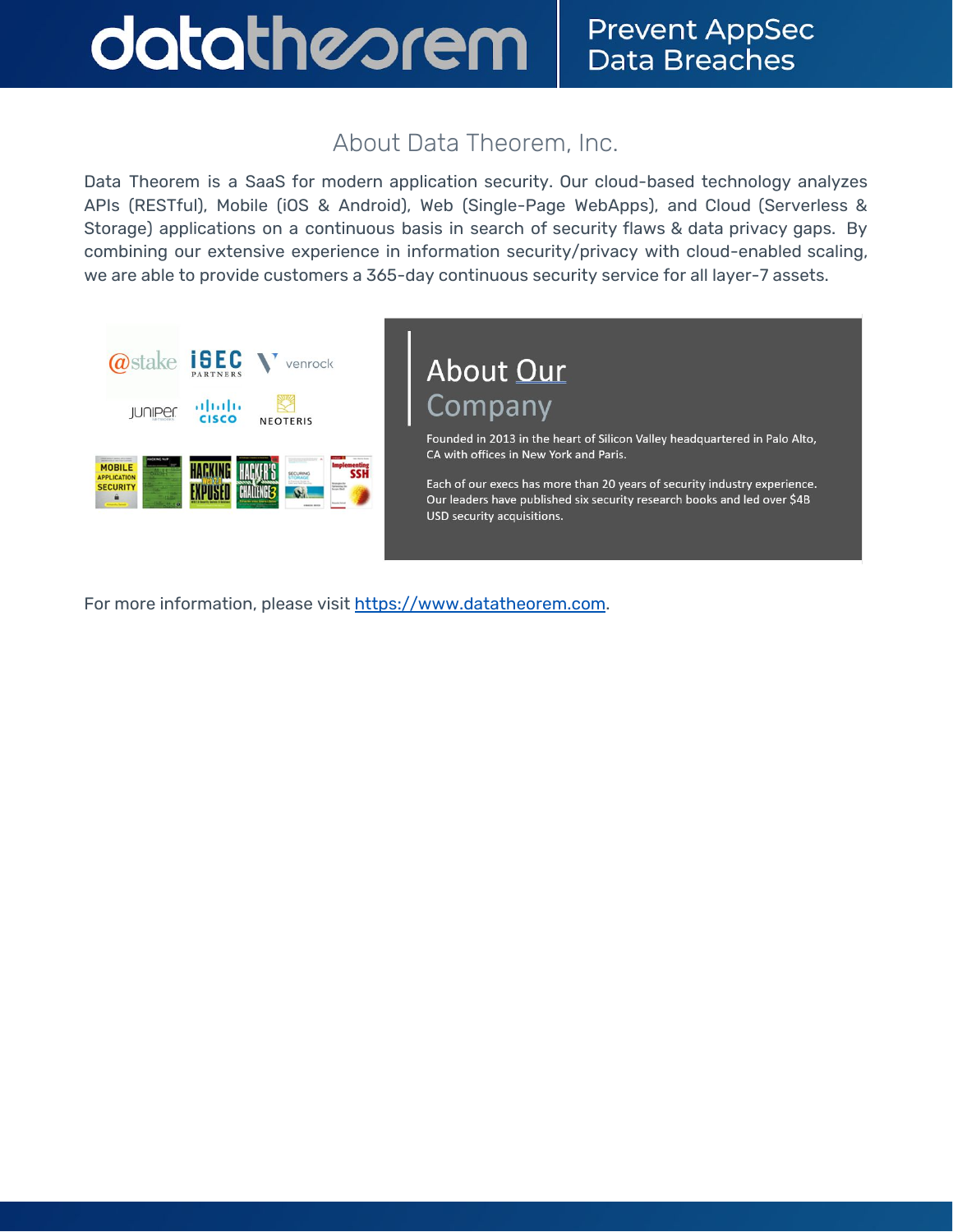# About Data Theorem, Inc.

Data Theorem is a SaaS for modern application security. Our cloud-based technology analyzes APIs (RESTful), Mobile (iOS & Android), Web (Single-Page WebApps), and Cloud (Serverless & Storage) applications on a continuous basis in search of security flaws & data privacy gaps. By combining our extensive experience in information security/privacy with cloud-enabled scaling, we are able to provide customers a 365-day continuous security service for all layer-7 assets.

## About Our Company

Founded in 2013 in the heart of Silicon Valley headquartered in Palo Alto, CA with offices in New York and Paris.

Each of our execs has more than 20 years of security industry experience. Our leaders have published six security research books and led over $4B USD security acquisitions.

For more information, please visit https://www.datatheorem.com.